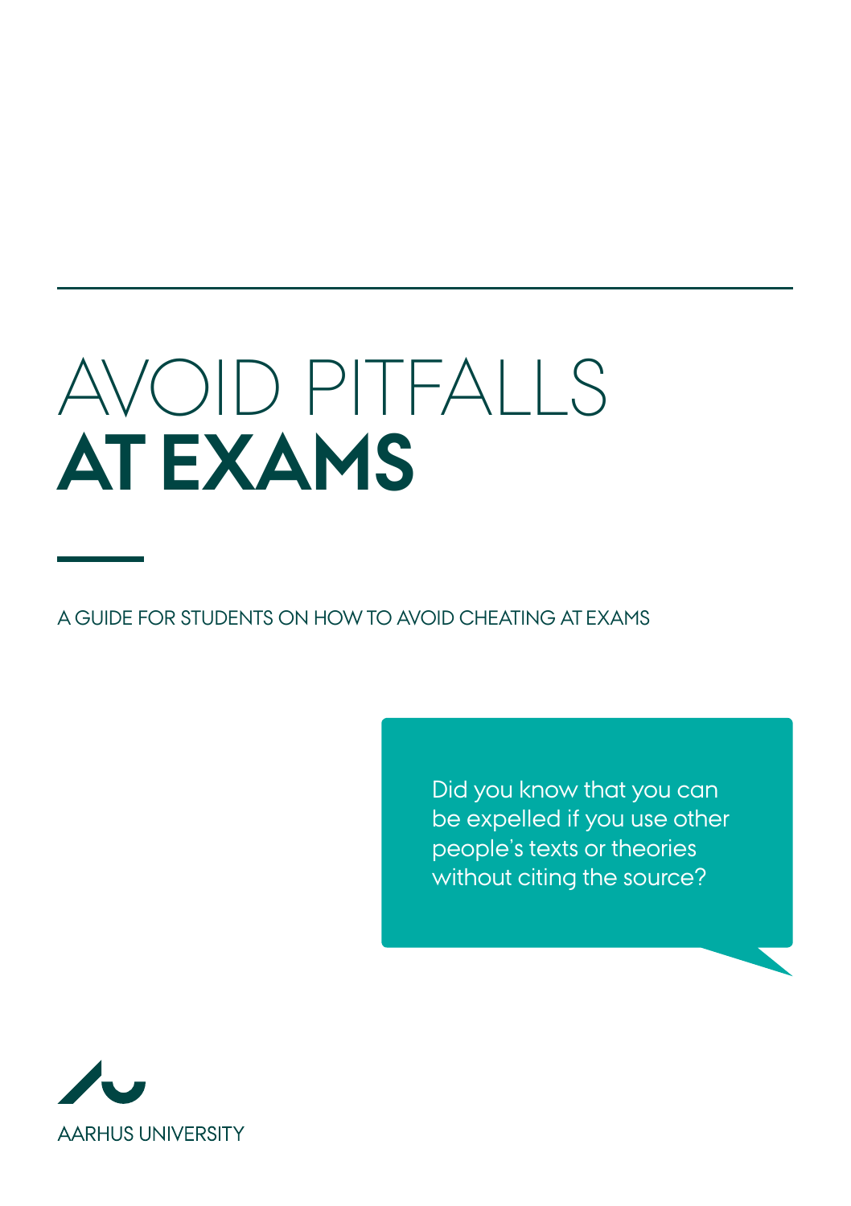# AVOID PITFALLS **AT EXAMS**

A GUIDE FOR STUDENTS ON HOW TO AVOID CHEATING AT EXAMS

Did you know that you can be expelled if you use other people's texts or theories without citing the source?

AARHUS UNIVERSITY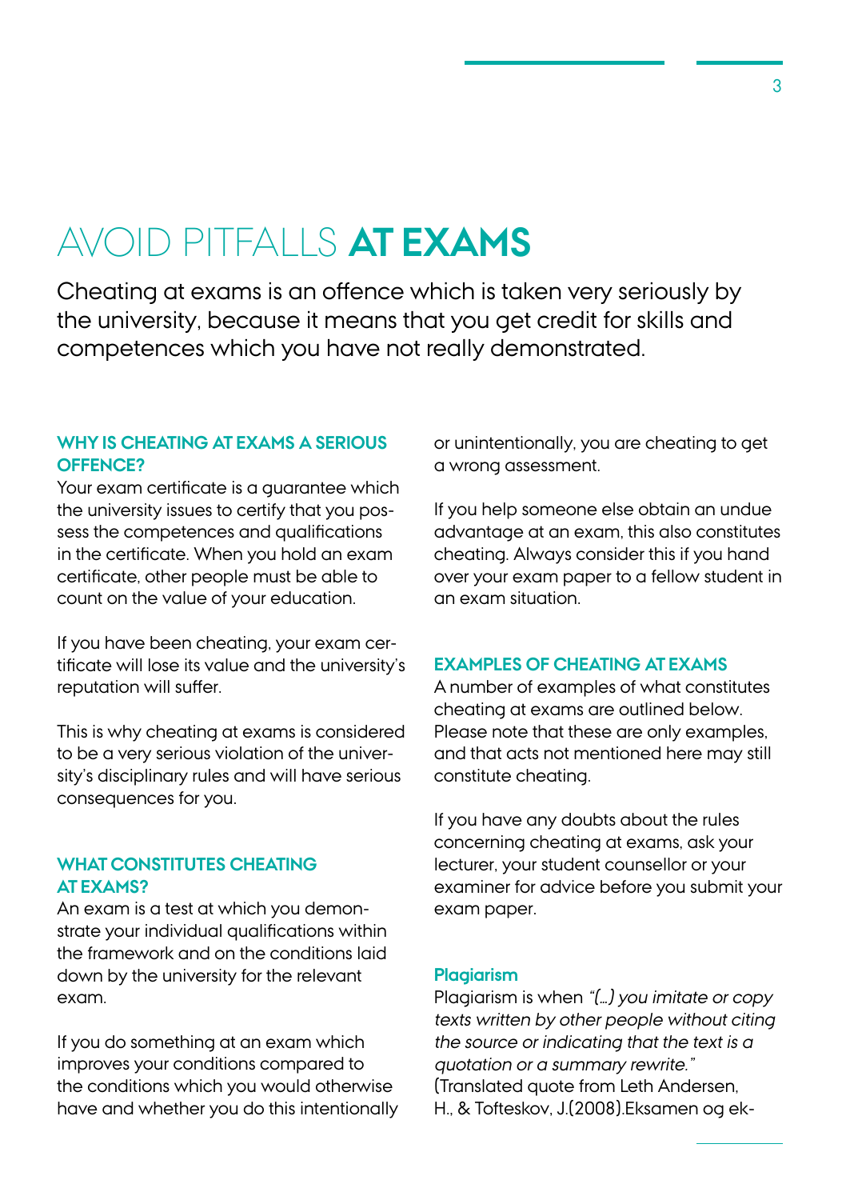# AVOID PITFALLS **AT EXAMS**

Cheating at exams is an offence which is taken very seriously by the university, because it means that you get credit for skills and competences which you have not really demonstrated.

### WHY IS CHEATING AT EXAMS A SERIOUS OFFENCE?

Your exam certificate is a guarantee which the university issues to certify that you possess the competences and qualifications in the certificate. When you hold an exam certificate, other people must be able to count on the value of your education.

If you have been cheating, your exam certificate will lose its value and the university's reputation will suffer.

This is why cheating at exams is considered to be a very serious violation of the university's disciplinary rules and will have serious consequences for you.

### WHAT CONSTITUTES CHEATING AT EXAMS?

An exam is a test at which you demonstrate your individual qualifications within the framework and on the conditions laid down by the university for the relevant exam.

If you do something at an exam which improves your conditions compared to the conditions which you would otherwise have and whether you do this intentionally or unintentionally, you are cheating to get a wrong assessment.

If you help someone else obtain an undue advantage at an exam, this also constitutes cheating. Always consider this if you hand over your exam paper to a fellow student in an exam situation.

### EXAMPLES OF CHEATING AT EXAMS

A number of examples of what constitutes cheating at exams are outlined below. Please note that these are only examples, and that acts not mentioned here may still constitute cheating.

If you have any doubts about the rules concerning cheating at exams, ask your lecturer, your student counsellor or your examiner for advice before you submit your exam paper.

#### Plagiarism

Plagiarism is when *"(…) you imitate or copy texts written by other people without citing the source or indicating that the text is a quotation or a summary rewrite."* (Translated quote from Leth Andersen, H., & Tofteskov, J.(2008).Eksamen og ek-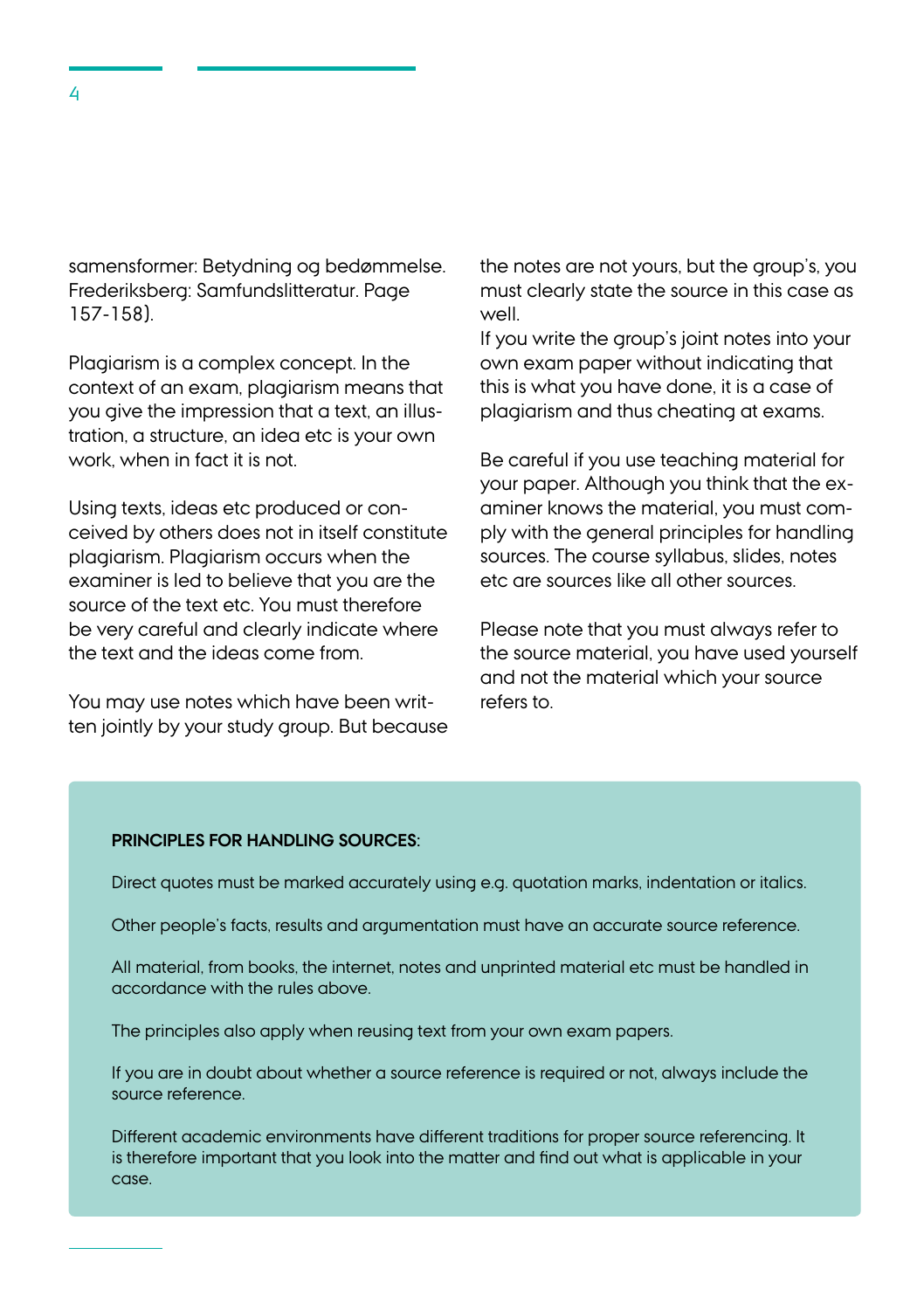samensformer: Betydning og bedømmelse. Frederiksberg: Samfundslitteratur. Page 157-158).

Plagiarism is a complex concept. In the context of an exam, plagiarism means that you give the impression that a text, an illustration, a structure, an idea etc is your own work, when in fact it is not.

Using texts, ideas etc produced or conceived by others does not in itself constitute plagiarism. Plagiarism occurs when the examiner is led to believe that you are the source of the text etc. You must therefore be very careful and clearly indicate where the text and the ideas come from.

You may use notes which have been written jointly by your study group. But because the notes are not yours, but the group's, you must clearly state the source in this case as well.
If you write the group's joint notes into your own exam paper without indicating that this is what you have done, it is a case of plagiarism and thus cheating at exams.

Be careful if you use teaching material for your paper. Although you think that the examiner knows the material, you must comply with the general principles for handling sources. The course syllabus, slides, notes etc are sources like all other sources.

Please note that you must always refer to the source material, you have used yourself and not the material which your source refers to.

**PRINCIPLES FOR HANDLING SOURCES:**

Direct quotes must be marked accurately using e.g. quotation marks, indentation or italics.

Other people's facts, results and argumentation must have an accurate source reference.

All material, from books, the internet, notes and unprinted material etc must be handled in accordance with the rules above.

The principles also apply when reusing text from your own exam papers.

If you are in doubt about whether a source reference is required or not, always include the source reference.

Different academic environments have different traditions for proper source referencing. It is therefore important that you look into the matter and find out what is applicable in your case.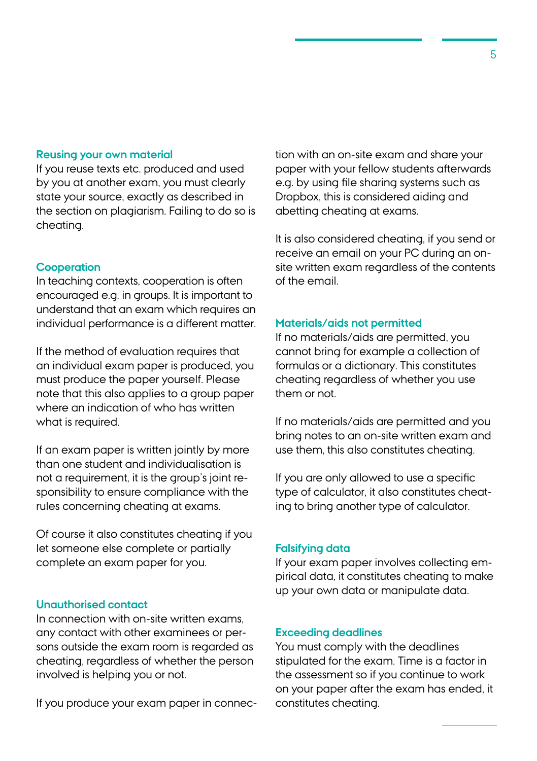### Reusing your own material

If you reuse texts etc. produced and used by you at another exam, you must clearly state your source, exactly as described in the section on plagiarism. Failing to do so is cheating.

### Cooperation

In teaching contexts, cooperation is often encouraged e.g. in groups. It is important to understand that an exam which requires an individual performance is a different matter.

If the method of evaluation requires that an individual exam paper is produced, you must produce the paper yourself. Please note that this also applies to a group paper where an indication of who has written what is required.

If an exam paper is written jointly by more than one student and individualisation is not a requirement, it is the group's joint responsibility to ensure compliance with the rules concerning cheating at exams.

Of course it also constitutes cheating if you let someone else complete or partially complete an exam paper for you.

### Unauthorised contact

In connection with on-site written exams, any contact with other examinees or persons outside the exam room is regarded as cheating, regardless of whether the person involved is helping you or not.

If you produce your exam paper in connection with an on-site exam and share your paper with your fellow students afterwards e.g. by using file sharing systems such as Dropbox, this is considered aiding and abetting cheating at exams.

It is also considered cheating, if you send or receive an email on your PC during an on-site written exam regardless of the contents of the email.

### Materials/aids not permitted

If no materials/aids are permitted, you cannot bring for example a collection of formulas or a dictionary. This constitutes cheating regardless of whether you use them or not.

If no materials/aids are permitted and you bring notes to an on-site written exam and use them, this also constitutes cheating.

If you are only allowed to use a specific type of calculator, it also constitutes cheating to bring another type of calculator.

### Falsifying data

If your exam paper involves collecting empirical data, it constitutes cheating to make up your own data or manipulate data.

### Exceeding deadlines

You must comply with the deadlines stipulated for the exam. Time is a factor in the assessment so if you continue to work on your paper after the exam has ended, it constitutes cheating.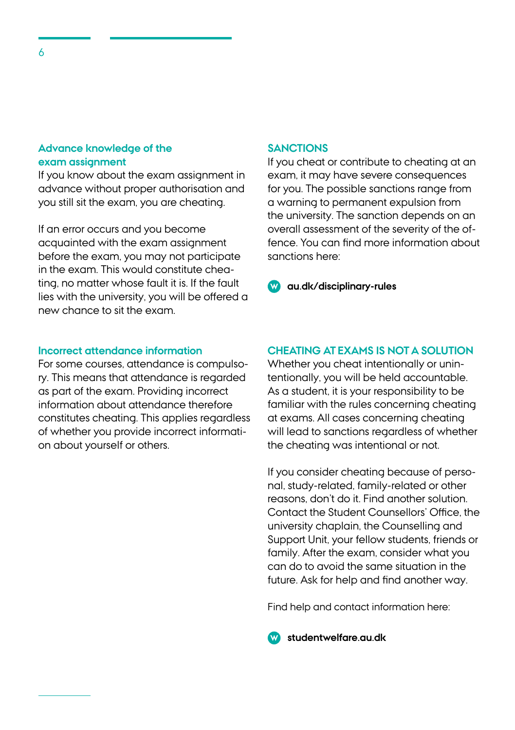### Advance knowledge of the exam assignment

If you know about the exam assignment in advance without proper authorisation and you still sit the exam, you are cheating.

If an error occurs and you become acquainted with the exam assignment before the exam, you may not participate in the exam. This would constitute cheating, no matter whose fault it is. If the fault lies with the university, you will be offered a new chance to sit the exam.

### Incorrect attendance information

For some courses, attendance is compulsory. This means that attendance is regarded as part of the exam. Providing incorrect information about attendance therefore constitutes cheating. This applies regardless of whether you provide incorrect information about yourself or others.

## SANCTIONS

If you cheat or contribute to cheating at an exam, it may have severe consequences for you. The possible sanctions range from a warning to permanent expulsion from the university. The sanction depends on an overall assessment of the severity of the offence. You can find more information about sanctions here:

**au.dk/disciplinary-rules**

## CHEATING AT EXAMS IS NOT A SOLUTION

Whether you cheat intentionally or unintentionally, you will be held accountable. As a student, it is your responsibility to be familiar with the rules concerning cheating at exams. All cases concerning cheating will lead to sanctions regardless of whether the cheating was intentional or not.

If you consider cheating because of personal, study-related, family-related or other reasons, don't do it. Find another solution. Contact the Student Counsellors' Office, the university chaplain, the Counselling and Support Unit, your fellow students, friends or family. After the exam, consider what you can do to avoid the same situation in the future. Ask for help and find another way.

Find help and contact information here:

**studentwelfare.au.dk**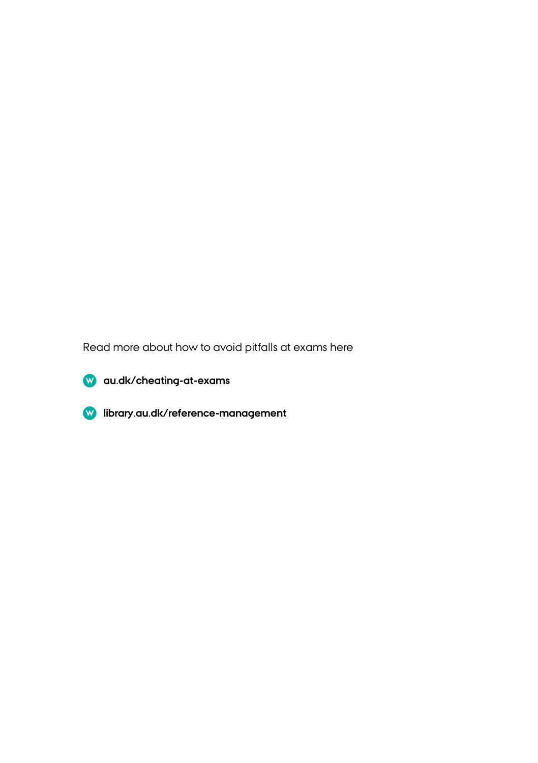Read more about how to avoid pitfalls at exams here

- **au.dk/cheating-at-exams**
- **library.au.dk/reference-management**